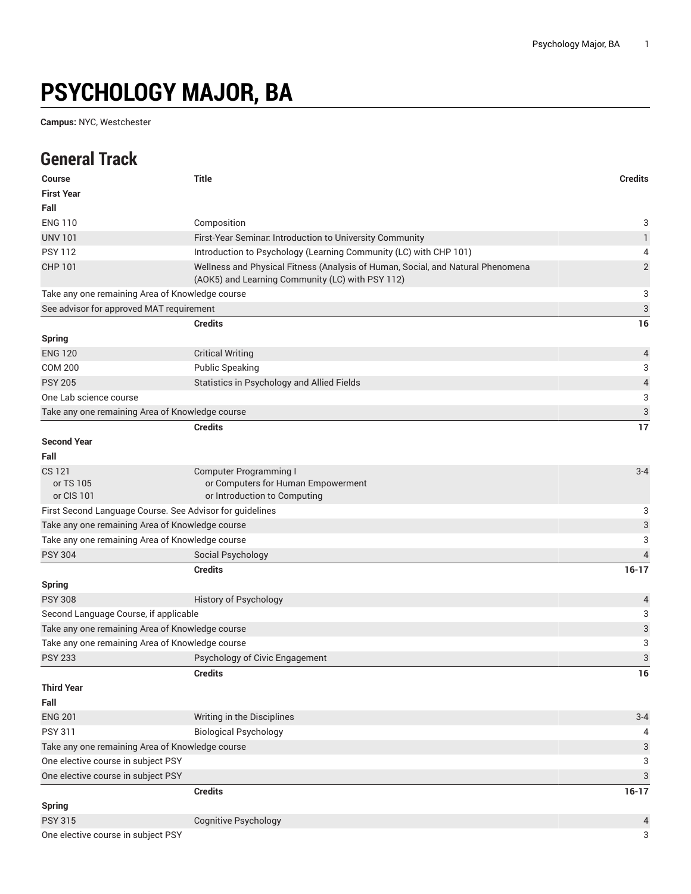# PSYCHOLOGY MAJOR, BA

**Campus:** NYC, Westchester

## General Track

| Course | Title | Credits |
|---|---|---|
| **First Year** | | |
| **Fall** | | |
| ENG 110 | Composition | 3 |
| UNV 101 | First-Year Seminar: Introduction to University Community | 1 |
| PSY 112 | Introduction to Psychology (Learning Community (LC) with CHP 101) | 4 |
| CHP 101 | Wellness and Physical Fitness (Analysis of Human, Social, and Natural Phenomena (AOK5) and Learning Community (LC) with PSY 112) | 2 |
| Take any one remaining Area of Knowledge course | | 3 |
| See advisor for approved MAT requirement | | 3 |
| | **Credits** | **16** |
| **Spring** | | |
| ENG 120 | Critical Writing | 4 |
| COM 200 | Public Speaking | 3 |
| PSY 205 | Statistics in Psychology and Allied Fields | 4 |
| One Lab science course | | 3 |
| Take any one remaining Area of Knowledge course | | 3 |
| | **Credits** | **17** |
| **Second Year** | | |
| **Fall** | | |
| CS 121<br>or TS 105<br>or CIS 101 | Computer Programming I<br>or Computers for Human Empowerment<br>or Introduction to Computing | 3-4 |
| First Second Language Course. See Advisor for guidelines | | 3 |
| Take any one remaining Area of Knowledge course | | 3 |
| Take any one remaining Area of Knowledge course | | 3 |
| PSY 304 | Social Psychology | 4 |
| | **Credits** | **16-17** |
| **Spring** | | |
| PSY 308 | History of Psychology | 4 |
| Second Language Course, if applicable | | 3 |
| Take any one remaining Area of Knowledge course | | 3 |
| Take any one remaining Area of Knowledge course | | 3 |
| PSY 233 | Psychology of Civic Engagement | 3 |
| | **Credits** | **16** |
| **Third Year** | | |
| **Fall** | | |
| ENG 201 | Writing in the Disciplines | 3-4 |
| PSY 311 | Biological Psychology | 4 |
| Take any one remaining Area of Knowledge course | | 3 |
| One elective course in subject PSY | | 3 |
| One elective course in subject PSY | | 3 |
| | **Credits** | **16-17** |
| **Spring** | | |
| PSY 315 | Cognitive Psychology | 4 |
| One elective course in subject PSY | | 3 |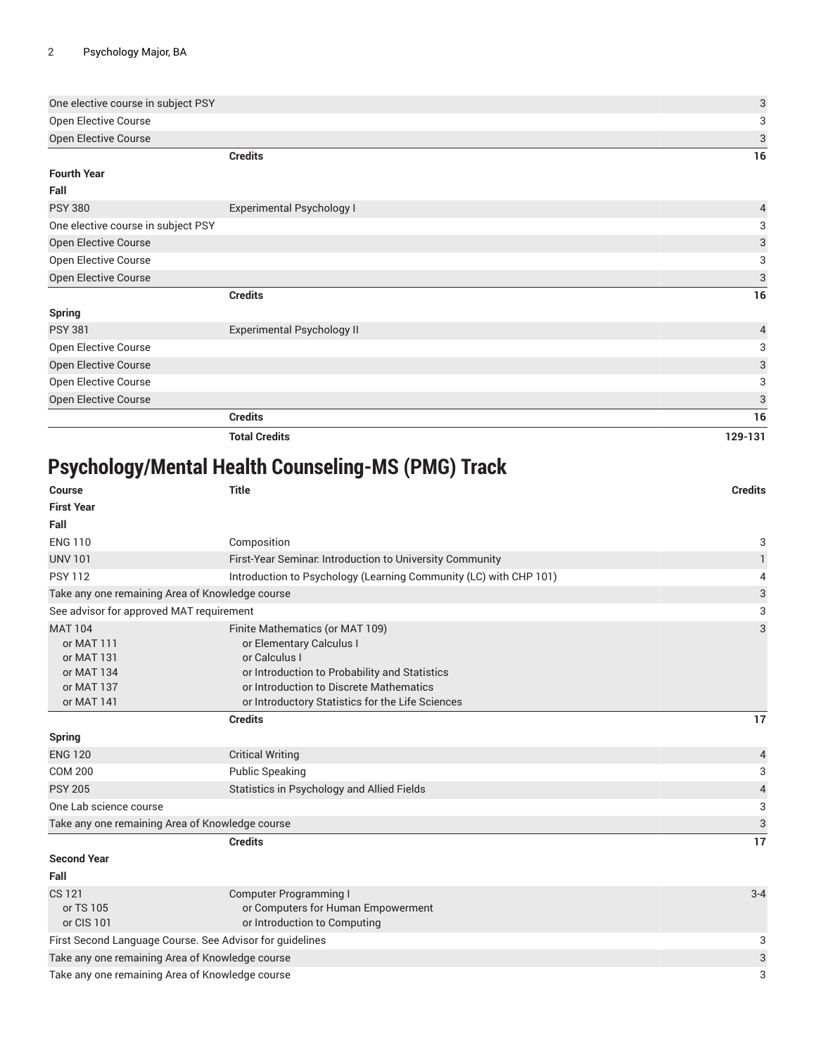| | | |
|---|---|---|
| One elective course in subject PSY | | 3 |
| Open Elective Course | | 3 |
| Open Elective Course | | 3 |
| | **Credits** | **16** |
| **Fourth Year** | | |
| **Fall** | | |
| PSY 380 | Experimental Psychology I | 4 |
| One elective course in subject PSY | | 3 |
| Open Elective Course | | 3 |
| Open Elective Course | | 3 |
| Open Elective Course | | 3 |
| | **Credits** | **16** |
| **Spring** | | |
| PSY 381 | Experimental Psychology II | 4 |
| Open Elective Course | | 3 |
| Open Elective Course | | 3 |
| Open Elective Course | | 3 |
| Open Elective Course | | 3 |
| | **Credits** | **16** |
| | **Total Credits** | **129-131** |

## Psychology/Mental Health Counseling-MS (PMG) Track

| Course | Title | Credits |
|---|---|---|
| **First Year** | | |
| **Fall** | | |
| ENG 110 | Composition | 3 |
| UNV 101 | First-Year Seminar: Introduction to University Community | 1 |
| PSY 112 | Introduction to Psychology (Learning Community (LC) with CHP 101) | 4 |
| Take any one remaining Area of Knowledge course | | 3 |
| See advisor for approved MAT requirement | | 3 |
| MAT 104 or MAT 111 or MAT 131 or MAT 134 or MAT 137 or MAT 141 | Finite Mathematics (or MAT 109) or Elementary Calculus I or Calculus I or Introduction to Probability and Statistics or Introduction to Discrete Mathematics or Introductory Statistics for the Life Sciences | 3 |
| | **Credits** | **17** |
| **Spring** | | |
| ENG 120 | Critical Writing | 4 |
| COM 200 | Public Speaking | 3 |
| PSY 205 | Statistics in Psychology and Allied Fields | 4 |
| One Lab science course | | 3 |
| Take any one remaining Area of Knowledge course | | 3 |
| | **Credits** | **17** |
| **Second Year** | | |
| **Fall** | | |
| CS 121 or TS 105 or CIS 101 | Computer Programming I or Computers for Human Empowerment or Introduction to Computing | 3-4 |
| First Second Language Course. See Advisor for guidelines | | 3 |
| Take any one remaining Area of Knowledge course | | 3 |
| Take any one remaining Area of Knowledge course | | 3 |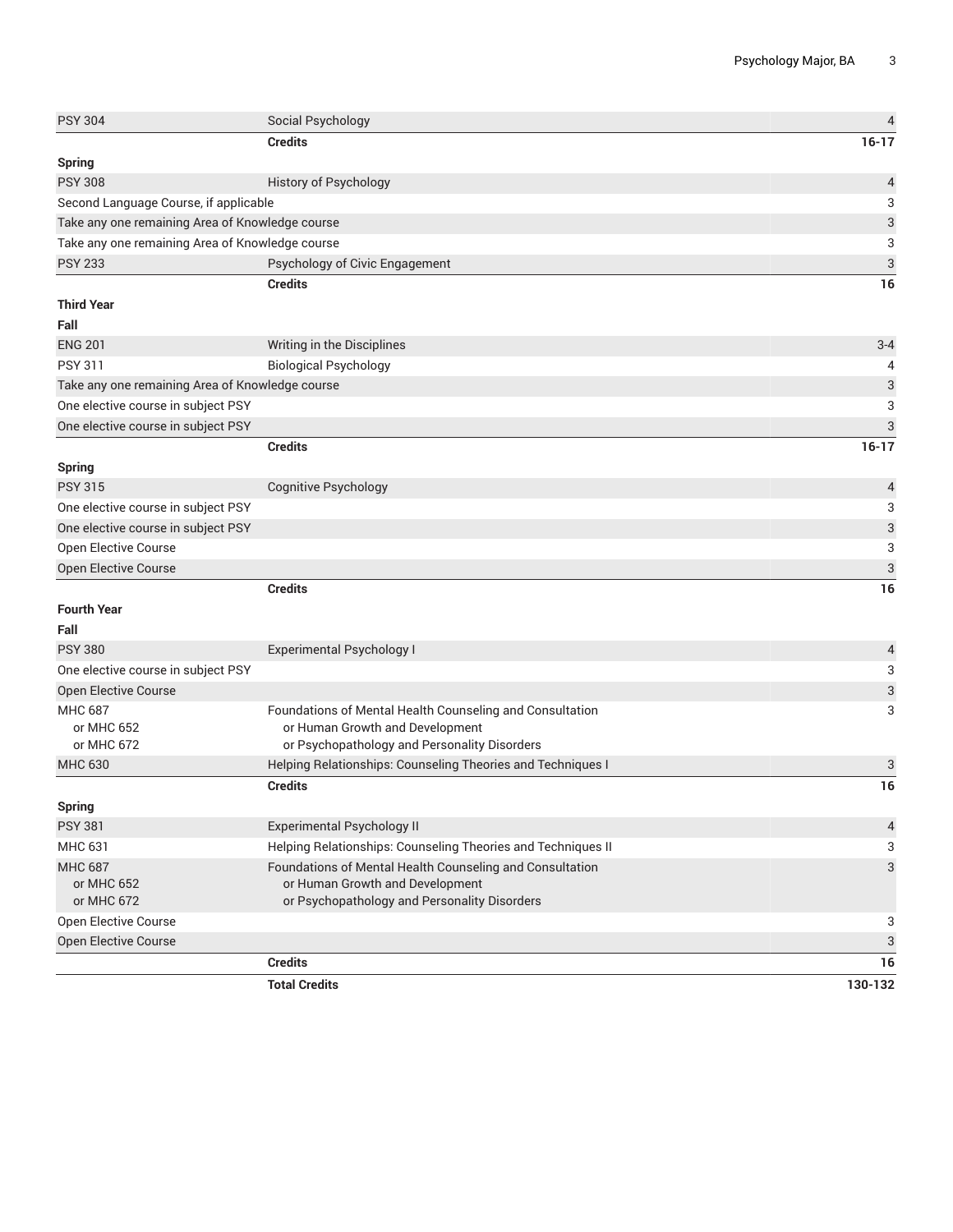| | | |
|---|---|---|
| PSY 304 | Social Psychology | 4 |
| | **Credits** | **16-17** |
| **Spring** | | |
| PSY 308 | History of Psychology | 4 |
| Second Language Course, if applicable | | 3 |
| Take any one remaining Area of Knowledge course | | 3 |
| Take any one remaining Area of Knowledge course | | 3 |
| PSY 233 | Psychology of Civic Engagement | 3 |
| | **Credits** | **16** |
| **Third Year** | | |
| **Fall** | | |
| ENG 201 | Writing in the Disciplines | 3-4 |
| PSY 311 | Biological Psychology | 4 |
| Take any one remaining Area of Knowledge course | | 3 |
| One elective course in subject PSY | | 3 |
| One elective course in subject PSY | | 3 |
| | **Credits** | **16-17** |
| **Spring** | | |
| PSY 315 | Cognitive Psychology | 4 |
| One elective course in subject PSY | | 3 |
| One elective course in subject PSY | | 3 |
| Open Elective Course | | 3 |
| Open Elective Course | | 3 |
| | **Credits** | **16** |
| **Fourth Year** | | |
| **Fall** | | |
| PSY 380 | Experimental Psychology I | 4 |
| One elective course in subject PSY | | 3 |
| Open Elective Course | | 3 |
| MHC 687<br>or MHC 652<br>or MHC 672 | Foundations of Mental Health Counseling and Consultation<br>or Human Growth and Development<br>or Psychopathology and Personality Disorders | 3 |
| MHC 630 | Helping Relationships: Counseling Theories and Techniques I | 3 |
| | **Credits** | **16** |
| **Spring** | | |
| PSY 381 | Experimental Psychology II | 4 |
| MHC 631 | Helping Relationships: Counseling Theories and Techniques II | 3 |
| MHC 687<br>or MHC 652<br>or MHC 672 | Foundations of Mental Health Counseling and Consultation<br>or Human Growth and Development<br>or Psychopathology and Personality Disorders | 3 |
| Open Elective Course | | 3 |
| Open Elective Course | | 3 |
| | **Credits** | **16** |
| | **Total Credits** | **130-132** |